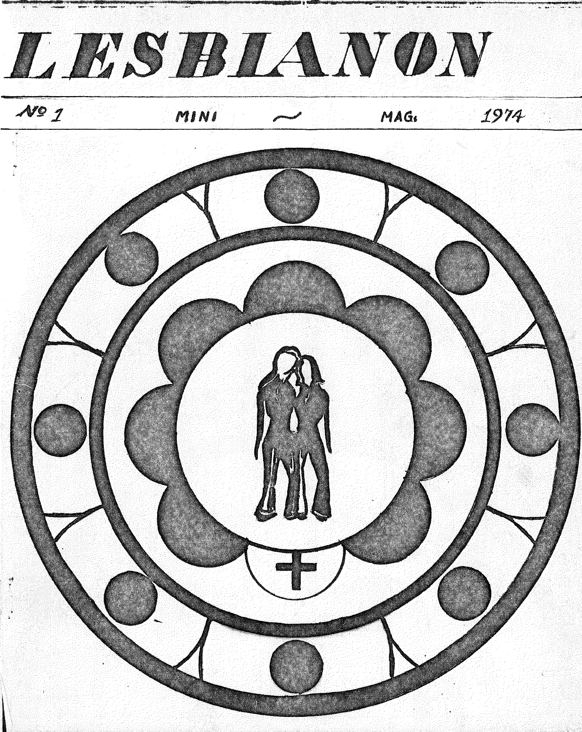# LESBIANON

№ 1 MINI ~ MAG. 1974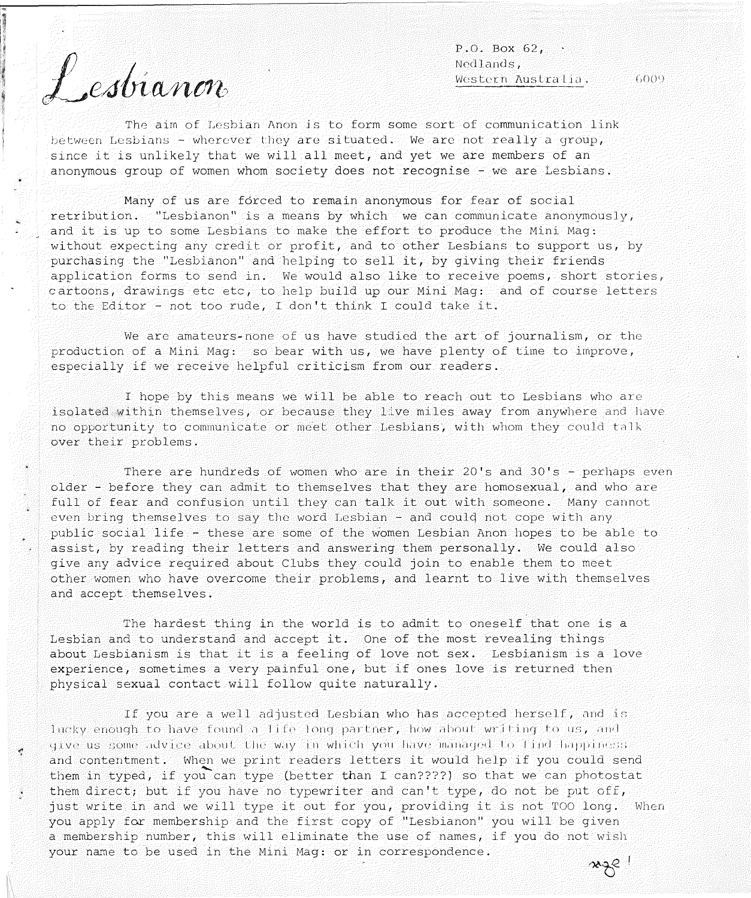# *Lesbianon*

P.O. Box 62,
Nedlands,
Western Australia. 6009

The aim of Lesbian Anon is to form some sort of communication link between Lesbians - wherever they are situated. We are not really a group, since it is unlikely that we will all meet, and yet we are members of an anonymous group of women whom society does not recognise - we are Lesbians.

Many of us are fórced to remain anonymous for fear of social retribution. "Lesbianon" is a means by which we can communicate anonymously, and it is up to some Lesbians to make the effort to produce the Mini Mag: without expecting any credit or profit, and to other Lesbians to support us, by purchasing the "Lesbianon" and helping to sell it, by giving their friends application forms to send in. We would also like to receive poems, short stories, cartoons, drawings etc etc, to help build up our Mini Mag: and of course letters to the Editor - not too rude, I don't think I could take it.

We are amateurs-none of us have studied the art of journalism, or the production of a Mini Mag: so bear with us, we have plenty of time to improve, especially if we receive helpful criticism from our readers.

I hope by this means we will be able to reach out to Lesbians who are isolated within themselves, or because they live miles away from anywhere and have no opportunity to communicate or meet other Lesbians, with whom they could talk over their problems.

There are hundreds of women who are in their 20's and 30's - perhaps even older - before they can admit to themselves that they are homosexual, and who are full of fear and confusion until they can talk it out with someone. Many cannot even bring themselves to say the word Lesbian - and could not cope with any public social life - these are some of the women Lesbian Anon hopes to be able to assist, by reading their letters and answering them personally. We could also give any advice required about Clubs they could join to enable them to meet other women who have overcome their problems, and learnt to live with themselves and accept themselves.

The hardest thing in the world is to admit to oneself that one is a Lesbian and to understand and accept it. One of the most revealing things about Lesbianism is that it is a feeling of love not sex. Lesbianism is a love experience, sometimes a very painful one, but if ones love is returned then physical sexual contact will follow quite naturally.

If you are a well adjusted Lesbian who has accepted herself, and is lucky enough to have found a life long partner, how about writing to us, and give us some advice about the way in which you have managed to find happiness and contentment. When we print readers letters it would help if you could send them in typed, if you can type (better than I can????) so that we can photostat them direct; but if you have no typewriter and can't type, do not be put off, just write in and we will type it out for you, providing it is not TOO long. When you apply for membership and the first copy of "Lesbianon" you will be given a membership number, this will eliminate the use of names, if you do not wish your name to be used in the Mini Mag: or in correspondence.

*xze!*